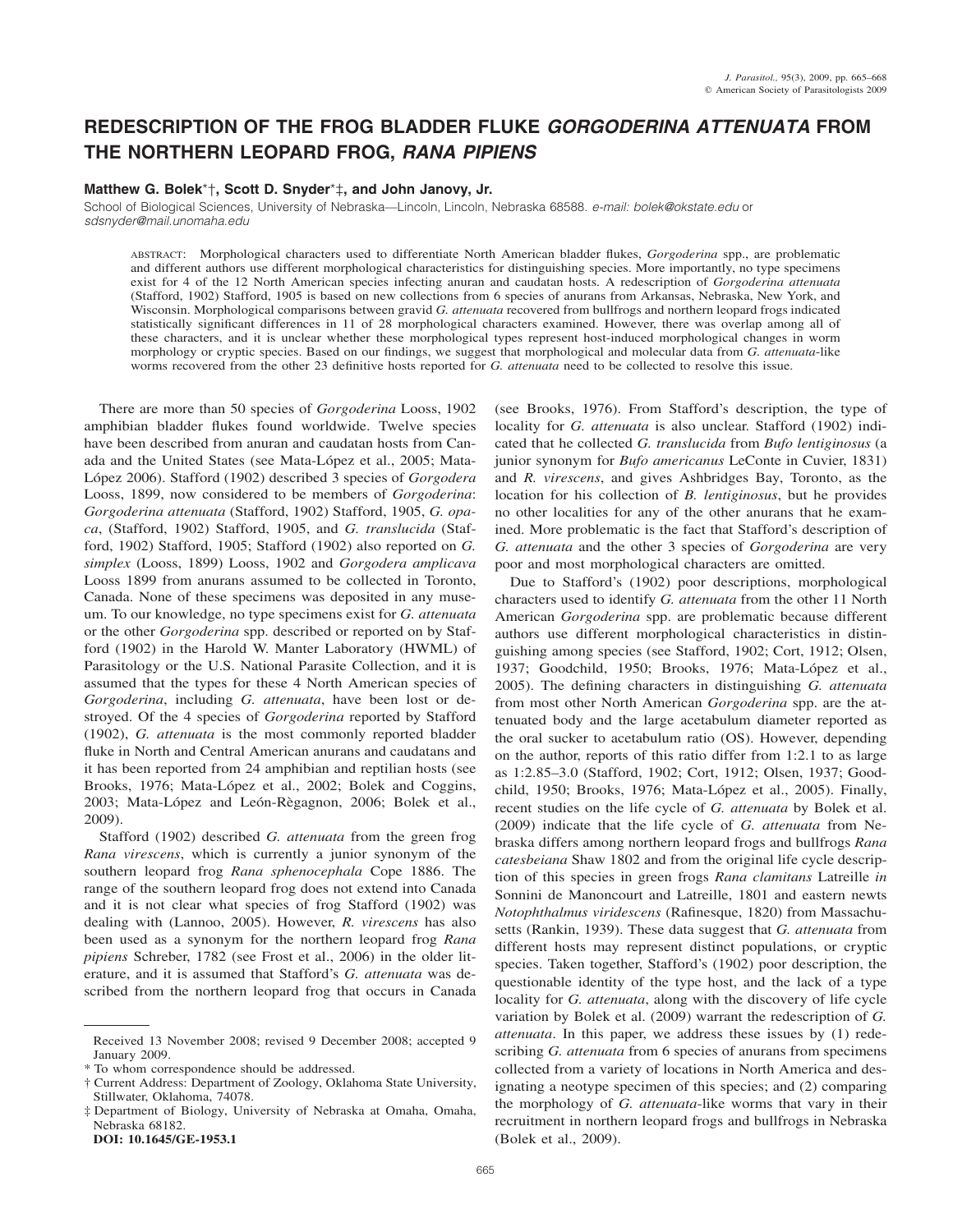# REDESCRIPTION OF THE FROG BLADDER FLUKE *GORGODERINA ATTENUATA* FROM THE NORTHERN LEOPARD FROG, *RANA PIPIENS*

**Matthew G. Bolek*†, Scott D. Snyder*‡, and John Janovy, Jr.**

School of Biological Sciences, University of Nebraska—Lincoln, Lincoln, Nebraska 68588. *e-mail: bolek@okstate.edu* or *sdsnyder@mail.unomaha.edu*

ABSTRACT: Morphological characters used to differentiate North American bladder flukes, *Gorgoderina* spp., are problematic and different authors use different morphological characteristics for distinguishing species. More importantly, no type specimens exist for 4 of the 12 North American species infecting anuran and caudatan hosts. A redescription of *Gorgoderina attenuata* (Stafford, 1902) Stafford, 1905 is based on new collections from 6 species of anurans from Arkansas, Nebraska, New York, and Wisconsin. Morphological comparisons between gravid *G. attenuata* recovered from bullfrogs and northern leopard frogs indicated statistically significant differences in 11 of 28 morphological characters examined. However, there was overlap among all of these characters, and it is unclear whether these morphological types represent host-induced morphological changes in worm morphology or cryptic species. Based on our findings, we suggest that morphological and molecular data from *G. attenuata*-like worms recovered from the other 23 definitive hosts reported for *G. attenuata* need to be collected to resolve this issue.

There are more than 50 species of *Gorgoderina* Looss, 1902 amphibian bladder flukes found worldwide. Twelve species have been described from anuran and caudatan hosts from Canada and the United States (see Mata-López et al., 2005; Mata-López 2006). Stafford (1902) described 3 species of *Gorgodera* Looss, 1899, now considered to be members of *Gorgoderina*: *Gorgoderina attenuata* (Stafford, 1902) Stafford, 1905, *G. opaca*, (Stafford, 1902) Stafford, 1905, and *G. translucida* (Stafford, 1902) Stafford, 1905; Stafford (1902) also reported on *G. simplex* (Looss, 1899) Looss, 1902 and *Gorgodera amplicava* Looss 1899 from anurans assumed to be collected in Toronto, Canada. None of these specimens was deposited in any museum. To our knowledge, no type specimens exist for *G. attenuata* or the other *Gorgoderina* spp. described or reported on by Stafford (1902) in the Harold W. Manter Laboratory (HWML) of Parasitology or the U.S. National Parasite Collection, and it is assumed that the types for these 4 North American species of *Gorgoderina*, including *G. attenuata*, have been lost or destroyed. Of the 4 species of *Gorgoderina* reported by Stafford (1902), *G. attenuata* is the most commonly reported bladder fluke in North and Central American anurans and caudatans and it has been reported from 24 amphibian and reptilian hosts (see Brooks, 1976; Mata-López et al., 2002; Bolek and Coggins, 2003; Mata-López and León-Règagnon, 2006; Bolek et al., 2009).

Stafford (1902) described *G. attenuata* from the green frog *Rana virescens*, which is currently a junior synonym of the southern leopard frog *Rana sphenocephala* Cope 1886. The range of the southern leopard frog does not extend into Canada and it is not clear what species of frog Stafford (1902) was dealing with (Lannoo, 2005). However, *R. virescens* has also been used as a synonym for the northern leopard frog *Rana pipiens* Schreber, 1782 (see Frost et al., 2006) in the older literature, and it is assumed that Stafford's *G. attenuata* was described from the northern leopard frog that occurs in Canada (see Brooks, 1976). From Stafford's description, the type of locality for *G. attenuata* is also unclear. Stafford (1902) indicated that he collected *G. translucida* from *Bufo lentiginosus* (a junior synonym for *Bufo americanus* LeConte in Cuvier, 1831) and *R. virescens*, and gives Ashbridges Bay, Toronto, as the location for his collection of *B. lentiginosus*, but he provides no other localities for any of the other anurans that he examined. More problematic is the fact that Stafford's description of *G. attenuata* and the other 3 species of *Gorgoderina* are very poor and most morphological characters are omitted.

Due to Stafford's (1902) poor descriptions, morphological characters used to identify *G. attenuata* from the other 11 North American *Gorgoderina* spp. are problematic because different authors use different morphological characteristics in distinguishing among species (see Stafford, 1902; Cort, 1912; Olsen, 1937; Goodchild, 1950; Brooks, 1976; Mata-López et al., 2005). The defining characters in distinguishing *G. attenuata* from most other North American *Gorgoderina* spp. are the attenuated body and the large acetabulum diameter reported as the oral sucker to acetabulum ratio (OS). However, depending on the author, reports of this ratio differ from 1:2.1 to as large as 1:2.85–3.0 (Stafford, 1902; Cort, 1912; Olsen, 1937; Goodchild, 1950; Brooks, 1976; Mata-López et al., 2005). Finally, recent studies on the life cycle of *G. attenuata* by Bolek et al. (2009) indicate that the life cycle of *G. attenuata* from Nebraska differs among northern leopard frogs and bullfrogs *Rana catesbeiana* Shaw 1802 and from the original life cycle description of this species in green frogs *Rana clamitans* Latreille *in* Sonnini de Manoncourt and Latreille, 1801 and eastern newts *Notophthalmus viridescens* (Rafinesque, 1820) from Massachusetts (Rankin, 1939). These data suggest that *G. attenuata* from different hosts may represent distinct populations, or cryptic species. Taken together, Stafford's (1902) poor description, the questionable identity of the type host, and the lack of a type locality for *G. attenuata*, along with the discovery of life cycle variation by Bolek et al. (2009) warrant the redescription of *G. attenuata*. In this paper, we address these issues by (1) redescribing *G. attenuata* from 6 species of anurans from specimens collected from a variety of locations in North America and designating a neotype specimen of this species; and (2) comparing the morphology of *G. attenuata*-like worms that vary in their recruitment in northern leopard frogs and bullfrogs in Nebraska (Bolek et al., 2009).

---

Received 13 November 2008; revised 9 December 2008; accepted 9 January 2009.

\* To whom correspondence should be addressed.

† Current Address: Department of Zoology, Oklahoma State University, Stillwater, Oklahoma, 74078.

‡ Department of Biology, University of Nebraska at Omaha, Omaha, Nebraska 68182.

**DOI: 10.1645/GE-1953.1**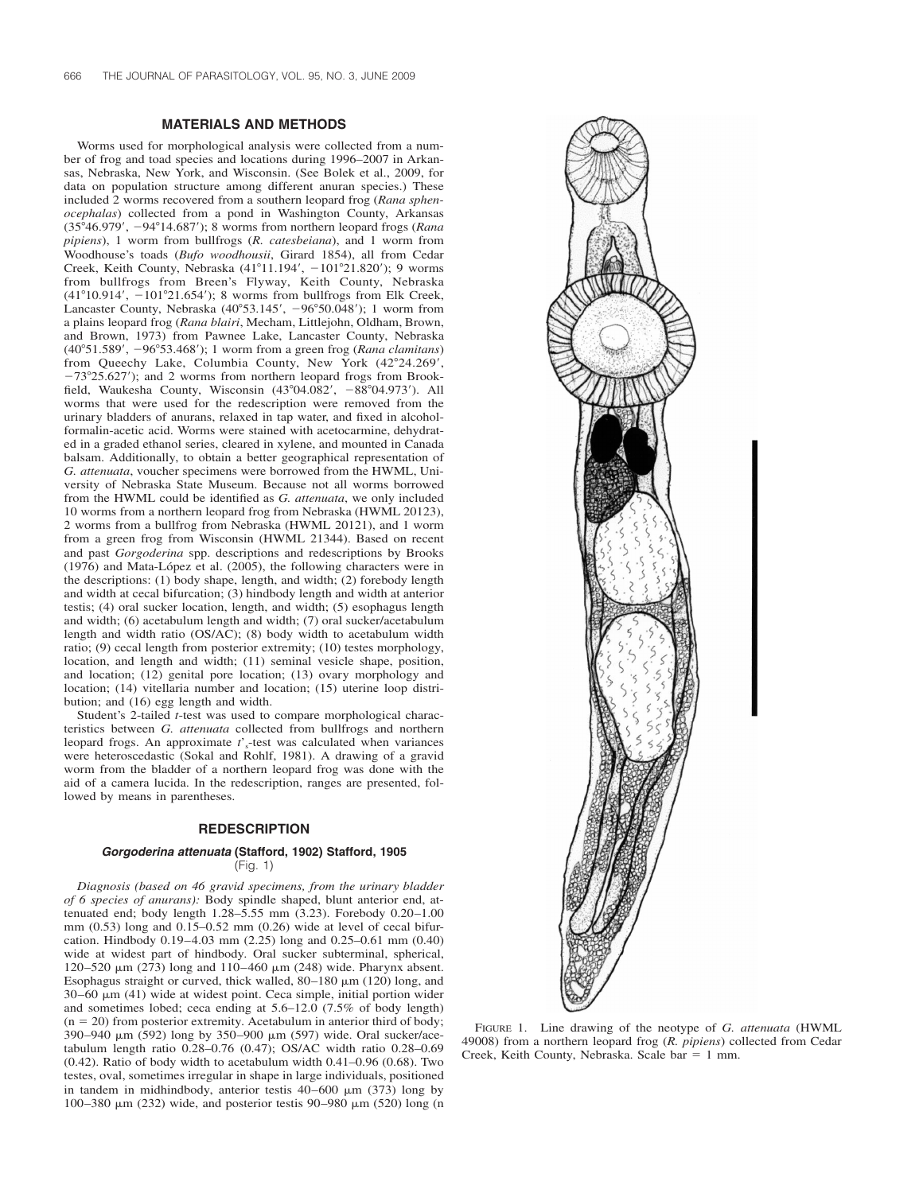## MATERIALS AND METHODS

Worms used for morphological analysis were collected from a number of frog and toad species and locations during 1996–2007 in Arkansas, Nebraska, New York, and Wisconsin. (See Bolek et al., 2009, for data on population structure among different anuran species.) These included 2 worms recovered from a southern leopard frog (*Rana sphenocephalas*) collected from a pond in Washington County, Arkansas (35°46.979′, −94°14.687′); 8 worms from northern leopard frogs (*Rana pipiens*), 1 worm from bullfrogs (*R. catesbeiana*), and 1 worm from Woodhouse's toads (*Bufo woodhousii*, Girard 1854), all from Cedar Creek, Keith County, Nebraska (41°11.194′, −101°21.820′); 9 worms from bullfrogs from Breen's Flyway, Keith County, Nebraska (41°10.914′, −101°21.654′); 8 worms from bullfrogs from Elk Creek, Lancaster County, Nebraska (40°53.145′, −96°50.048′); 1 worm from a plains leopard frog (*Rana blairi*, Mecham, Littlejohn, Oldham, Brown, and Brown, 1973) from Pawnee Lake, Lancaster County, Nebraska (40°51.589′, −96°53.468′); 1 worm from a green frog (*Rana clamitans*) from Queechy Lake, Columbia County, New York (42°24.269′, −73°25.627′); and 2 worms from northern leopard frogs from Brookfield, Waukesha County, Wisconsin (43°04.082′, −88°04.973′). All worms that were used for the redescription were removed from the urinary bladders of anurans, relaxed in tap water, and fixed in alcohol-formalin-acetic acid. Worms were stained with acetocarmine, dehydrated in a graded ethanol series, cleared in xylene, and mounted in Canada balsam. Additionally, to obtain a better geographical representation of *G. attenuata*, voucher specimens were borrowed from the HWML, University of Nebraska State Museum. Because not all worms borrowed from the HWML could be identified as *G. attenuata*, we only included 10 worms from a northern leopard frog from Nebraska (HWML 20123), 2 worms from a bullfrog from Nebraska (HWML 20121), and 1 worm from a green frog from Wisconsin (HWML 21344). Based on recent and past *Gorgoderina* spp. descriptions and redescriptions by Brooks (1976) and Mata-López et al. (2005), the following characters were in the descriptions: (1) body shape, length, and width; (2) forebody length and width at cecal bifurcation; (3) hindbody length and width at anterior testis; (4) oral sucker location, length, and width; (5) esophagus length and width; (6) acetabulum length and width; (7) oral sucker/acetabulum length and width ratio (OS/AC); (8) body width to acetabulum width ratio; (9) cecal length from posterior extremity; (10) testes morphology, location, and length and width; (11) seminal vesicle shape, position, and location; (12) genital pore location; (13) ovary morphology and location; (14) vitellaria number and location; (15) uterine loop distribution; and (16) egg length and width.

Student's 2-tailed *t*-test was used to compare morphological characteristics between *G. attenuata* collected from bullfrogs and northern leopard frogs. An approximate $t'_s$-test was calculated when variances were heteroscedastic (Sokal and Rohlf, 1981). A drawing of a gravid worm from the bladder of a northern leopard frog was done with the aid of a camera lucida. In the redescription, ranges are presented, followed by means in parentheses.

## REDESCRIPTION

### *Gorgoderina attenuata* (Stafford, 1902) Stafford, 1905
(Fig. 1)

*Diagnosis (based on 46 gravid specimens, from the urinary bladder of 6 species of anurans):* Body spindle shaped, blunt anterior end, attenuated end; body length 1.28–5.55 mm (3.23). Forebody 0.20–1.00 mm (0.53) long and 0.15–0.52 mm (0.26) wide at level of cecal bifurcation. Hindbody 0.19–4.03 mm (2.25) long and 0.25–0.61 mm (0.40) wide at widest part of hindbody. Oral sucker subterminal, spherical, 120–520 μm (273) long and 110–460 μm (248) wide. Pharynx absent. Esophagus straight or curved, thick walled, 80–180 μm (120) long, and 30–60 μm (41) wide at widest point. Ceca simple, initial portion wider and sometimes lobed; ceca ending at 5.6–12.0 (7.5% of body length) (n = 20) from posterior extremity. Acetabulum in anterior third of body; 390–940 μm (592) long by 350–900 μm (597) wide. Oral sucker/acetabulum length ratio 0.28–0.76 (0.47); OS/AC width ratio 0.28–0.69 (0.42). Ratio of body width to acetabulum width 0.41–0.96 (0.68). Two testes, oval, sometimes irregular in shape in large individuals, positioned in tandem in midhindbody, anterior testis 40–600 μm (373) long by 100–380 μm (232) wide, and posterior testis 90–980 μm (520) long (n

FIGURE 1. Line drawing of the neotype of *G. attenuata* (HWML 49008) from a northern leopard frog (*R. pipiens*) collected from Cedar Creek, Keith County, Nebraska. Scale bar = 1 mm.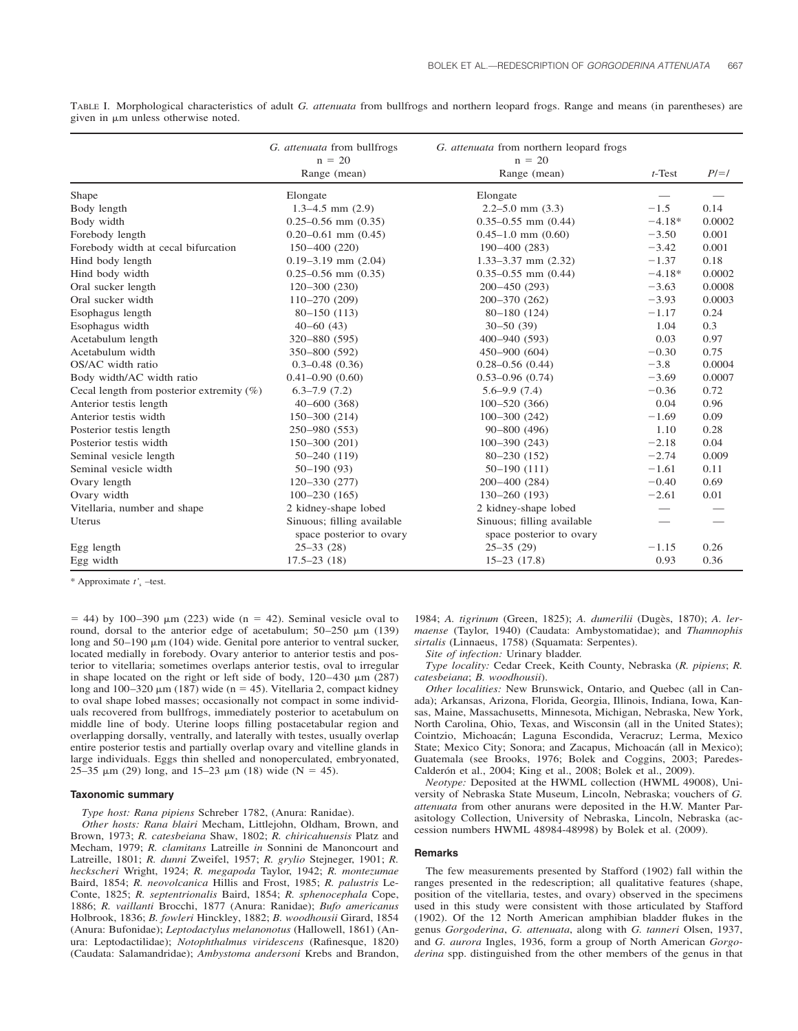TABLE I. Morphological characteristics of adult *G. attenuata* from bullfrogs and northern leopard frogs. Range and means (in parentheses) are given in μm unless otherwise noted.

| | *G. attenuata* from bullfrogs n = 20 Range (mean) | *G. attenuata* from northern leopard frogs n = 20 Range (mean) | *t*-Test | *P*/=/ |
|---|---|---|---|---|
| Shape | Elongate | Elongate | — | — |
| Body length | 1.3–4.5 mm (2.9) | 2.2–5.0 mm (3.3) | −1.5 | 0.14 |
| Body width | 0.25–0.56 mm (0.35) | 0.35–0.55 mm (0.44) | −4.18* | 0.0002 |
| Forebody length | 0.20–0.61 mm (0.45) | 0.45–1.0 mm (0.60) | −3.50 | 0.001 |
| Forebody width at cecal bifurcation | 150–400 (220) | 190–400 (283) | −3.42 | 0.001 |
| Hind body length | 0.19–3.19 mm (2.04) | 1.33–3.37 mm (2.32) | −1.37 | 0.18 |
| Hind body width | 0.25–0.56 mm (0.35) | 0.35–0.55 mm (0.44) | −4.18* | 0.0002 |
| Oral sucker length | 120–300 (230) | 200–450 (293) | −3.63 | 0.0008 |
| Oral sucker width | 110–270 (209) | 200–370 (262) | −3.93 | 0.0003 |
| Esophagus length | 80–150 (113) | 80–180 (124) | −1.17 | 0.24 |
| Esophagus width | 40–60 (43) | 30–50 (39) | 1.04 | 0.3 |
| Acetabulum length | 320–880 (595) | 400–940 (593) | 0.03 | 0.97 |
| Acetabulum width | 350–800 (592) | 450–900 (604) | −0.30 | 0.75 |
| OS/AC width ratio | 0.3–0.48 (0.36) | 0.28–0.56 (0.44) | −3.8 | 0.0004 |
| Body width/AC width ratio | 0.41–0.90 (0.60) | 0.53–0.96 (0.74) | −3.69 | 0.0007 |
| Cecal length from posterior extremity (%) | 6.3–7.9 (7.2) | 5.6–9.9 (7.4) | −0.36 | 0.72 |
| Anterior testis length | 40–600 (368) | 100–520 (366) | 0.04 | 0.96 |
| Anterior testis width | 150–300 (214) | 100–300 (242) | −1.69 | 0.09 |
| Posterior testis length | 250–980 (553) | 90–800 (496) | 1.10 | 0.28 |
| Posterior testis width | 150–300 (201) | 100–390 (243) | −2.18 | 0.04 |
| Seminal vesicle length | 50–240 (119) | 80–230 (152) | −2.74 | 0.009 |
| Seminal vesicle width | 50–190 (93) | 50–190 (111) | −1.61 | 0.11 |
| Ovary length | 120–330 (277) | 200–400 (284) | −0.40 | 0.69 |
| Ovary width | 100–230 (165) | 130–260 (193) | −2.61 | 0.01 |
| Vitellaria, number and shape | 2 kidney-shape lobed | 2 kidney-shape lobed | — | — |
| Uterus | Sinuous; filling available space posterior to ovary | Sinuous; filling available space posterior to ovary | — | — |
| Egg length | 25–33 (28) | 25–35 (29) | −1.15 | 0.26 |
| Egg width | 17.5–23 (18) | 15–23 (17.8) | 0.93 | 0.36 |

\* Approximate $t'_s$ –test.

= 44) by 100–390 μm (223) wide (n = 42). Seminal vesicle oval to round, dorsal to the anterior edge of acetabulum; 50–250 μm (139) long and 50–190 μm (104) wide. Genital pore anterior to ventral sucker, located medially in forebody. Ovary anterior to anterior testis and posterior to vitellaria; sometimes overlaps anterior testis, oval to irregular in shape located on the right or left side of body, 120–430 μm (287) long and 100–320 μm (187) wide (n = 45). Vitellaria 2, compact kidney to oval shape lobed masses; occasionally not compact in some individuals recovered from bullfrogs, immediately posterior to acetabulum on middle line of body. Uterine loops filling postacetabular region and overlapping dorsally, ventrally, and laterally with testes, usually overlap entire posterior testis and partially overlap ovary and vitelline glands in large individuals. Eggs thin shelled and nonoperculated, embryonated, 25–35 μm (29) long, and 15–23 μm (18) wide (N = 45).

### Taxonomic summary

*Type host: Rana pipiens* Schreber 1782, (Anura: Ranidae).

*Other hosts: Rana blairi* Mecham, Littlejohn, Oldham, Brown, and Brown, 1973; *R. catesbeiana* Shaw, 1802; *R. chiricahuensis* Platz and Mecham, 1979; *R. clamitans* Latreille *in* Sonnini de Manoncourt and Latreille, 1801; *R. dunni* Zweifel, 1957; *R. grylio* Stejneger, 1901; *R. heckscheri* Wright, 1924; *R. megapoda* Taylor, 1942; *R. montezumae* Baird, 1854; *R. neovolcanica* Hillis and Frost, 1985; *R. palustris* LeConte, 1825; *R. septentrionalis* Baird, 1854; *R. sphenocephala* Cope, 1886; *R. vaillanti* Brocchi, 1877 (Anura: Ranidae); *Bufo americanus* Holbrook, 1836; *B. fowleri* Hinckley, 1882; *B. woodhousii* Girard, 1854 (Anura: Bufonidae); *Leptodactylus melanonotus* (Hallowell, 1861) (Anura: Leptodactilidae); *Notophthalmus viridescens* (Rafinesque, 1820) (Caudata: Salamandridae); *Ambystoma andersoni* Krebs and Brandon, 1984; *A. tigrinum* (Green, 1825); *A. dumerilii* (Dugès, 1870); *A. lermaense* (Taylor, 1940) (Caudata: Ambystomatidae); and *Thamnophis sirtalis* (Linnaeus, 1758) (Squamata: Serpentes).

*Site of infection:* Urinary bladder.

*Type locality:* Cedar Creek, Keith County, Nebraska (*R. pipiens*; *R. catesbeiana*; *B. woodhousii*).

*Other localities:* New Brunswick, Ontario, and Quebec (all in Canada); Arkansas, Arizona, Florida, Georgia, Illinois, Indiana, Iowa, Kansas, Maine, Massachusetts, Minnesota, Michigan, Nebraska, New York, North Carolina, Ohio, Texas, and Wisconsin (all in the United States); Cointzio, Michoacán; Laguna Escondida, Veracruz; Lerma, Mexico State; Mexico City; Sonora; and Zacapus, Michoacán (all in Mexico); Guatemala (see Brooks, 1976; Bolek and Coggins, 2003; Paredes-Calderón et al., 2004; King et al., 2008; Bolek et al., 2009).

*Neotype:* Deposited at the HWML collection (HWML 49008), University of Nebraska State Museum, Lincoln, Nebraska; vouchers of *G. attenuata* from other anurans were deposited in the H.W. Manter Parasitology Collection, University of Nebraska, Lincoln, Nebraska (accession numbers HWML 48984-48998) by Bolek et al. (2009).

### Remarks

The few measurements presented by Stafford (1902) fall within the ranges presented in the redescription; all qualitative features (shape, position of the vitellaria, testes, and ovary) observed in the specimens used in this study were consistent with those articulated by Stafford (1902). Of the 12 North American amphibian bladder flukes in the genus *Gorgoderina*, *G. attenuata*, along with *G. tanneri* Olsen, 1937, and *G. aurora* Ingles, 1936, form a group of North American *Gorgoderina* spp. distinguished from the other members of the genus in that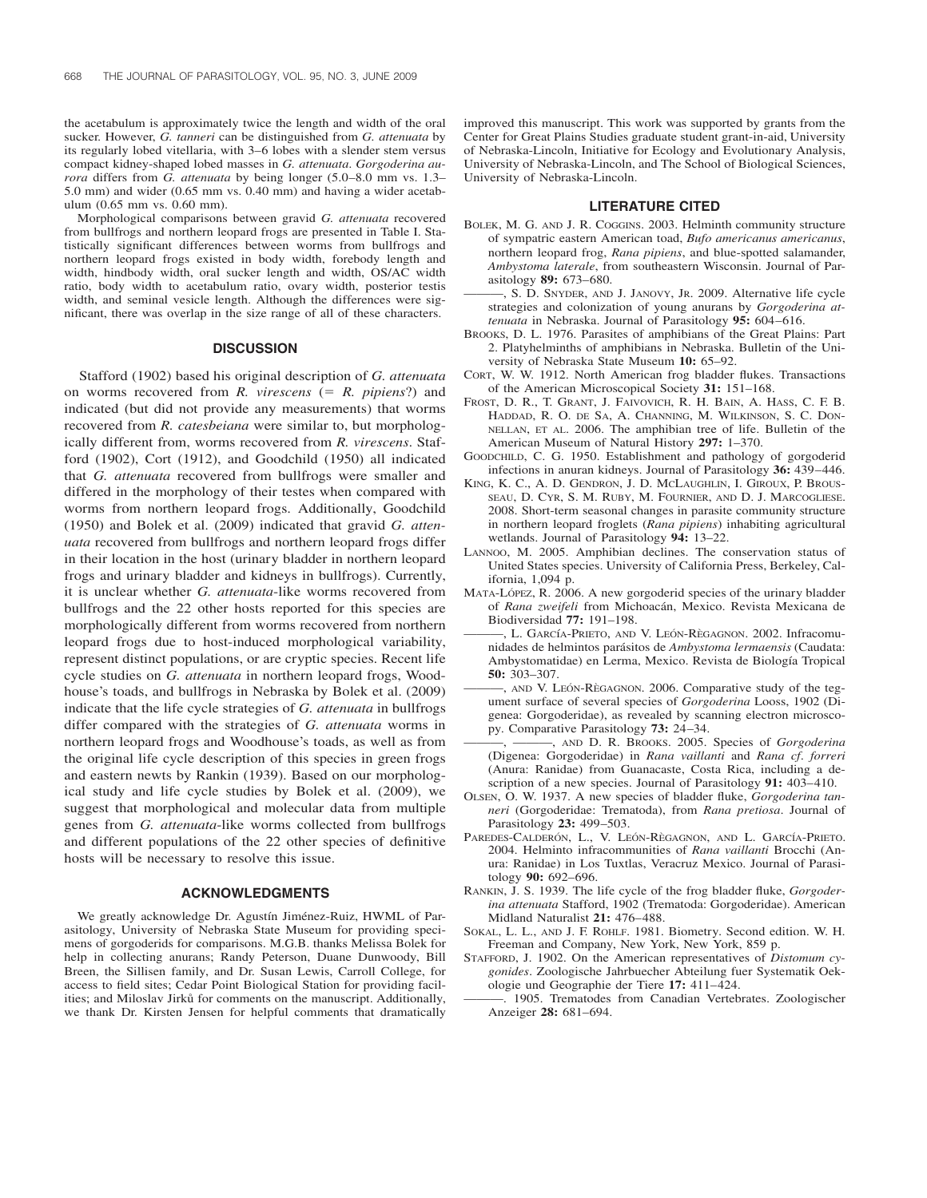the acetabulum is approximately twice the length and width of the oral sucker. However, *G. tanneri* can be distinguished from *G. attenuata* by its regularly lobed vitellaria, with 3–6 lobes with a slender stem versus compact kidney-shaped lobed masses in *G. attenuata*. *Gorgoderina aurora* differs from *G. attenuata* by being longer (5.0–8.0 mm vs. 1.3–5.0 mm) and wider (0.65 mm vs. 0.40 mm) and having a wider acetabulum (0.65 mm vs. 0.60 mm).

Morphological comparisons between gravid *G. attenuata* recovered from bullfrogs and northern leopard frogs are presented in Table I. Statistically significant differences between worms from bullfrogs and northern leopard frogs existed in body width, forebody length and width, hindbody width, oral sucker length and width, OS/AC width ratio, body width to acetabulum ratio, ovary width, posterior testis width, and seminal vesicle length. Although the differences were significant, there was overlap in the size range of all of these characters.

## DISCUSSION

Stafford (1902) based his original description of *G. attenuata* on worms recovered from *R. virescens* (= *R. pipiens*?) and indicated (but did not provide any measurements) that worms recovered from *R. catesbeiana* were similar to, but morphologically different from, worms recovered from *R. virescens*. Stafford (1902), Cort (1912), and Goodchild (1950) all indicated that *G. attenuata* recovered from bullfrogs were smaller and differed in the morphology of their testes when compared with worms from northern leopard frogs. Additionally, Goodchild (1950) and Bolek et al. (2009) indicated that gravid *G. attenuata* recovered from bullfrogs and northern leopard frogs differ in their location in the host (urinary bladder in northern leopard frogs and urinary bladder and kidneys in bullfrogs). Currently, it is unclear whether *G. attenuata*-like worms recovered from bullfrogs and the 22 other hosts reported for this species are morphologically different from worms recovered from northern leopard frogs due to host-induced morphological variability, represent distinct populations, or are cryptic species. Recent life cycle studies on *G. attenuata* in northern leopard frogs, Woodhouse's toads, and bullfrogs in Nebraska by Bolek et al. (2009) indicate that the life cycle strategies of *G. attenuata* in bullfrogs differ compared with the strategies of *G. attenuata* worms in northern leopard frogs and Woodhouse's toads, as well as from the original life cycle description of this species in green frogs and eastern newts by Rankin (1939). Based on our morphological study and life cycle studies by Bolek et al. (2009), we suggest that morphological and molecular data from multiple genes from *G. attenuata*-like worms collected from bullfrogs and different populations of the 22 other species of definitive hosts will be necessary to resolve this issue.

## ACKNOWLEDGMENTS

We greatly acknowledge Dr. Agustín Jiménez-Ruiz, HWML of Parasitology, University of Nebraska State Museum for providing specimens of gorgoderids for comparisons. M.G.B. thanks Melissa Bolek for help in collecting anurans; Randy Peterson, Duane Dunwoody, Bill Breen, the Sillisen family, and Dr. Susan Lewis, Carroll College, for access to field sites; Cedar Point Biological Station for providing facilities; and Miloslav Jirků for comments on the manuscript. Additionally, we thank Dr. Kirsten Jensen for helpful comments that dramatically improved this manuscript. This work was supported by grants from the Center for Great Plains Studies graduate student grant-in-aid, University of Nebraska-Lincoln, Initiative for Ecology and Evolutionary Analysis, University of Nebraska-Lincoln, and The School of Biological Sciences, University of Nebraska-Lincoln.

## LITERATURE CITED

Bolek, M. G. and J. R. Coggins. 2003. Helminth community structure of sympatric eastern American toad, *Bufo americanus americanus*, northern leopard frog, *Rana pipiens*, and blue-spotted salamander, *Ambystoma laterale*, from southeastern Wisconsin. Journal of Parasitology **89:** 673–680.

———, S. D. Snyder, and J. Janovy, Jr. 2009. Alternative life cycle strategies and colonization of young anurans by *Gorgoderina attenuata* in Nebraska. Journal of Parasitology **95:** 604–616.

Brooks, D. L. 1976. Parasites of amphibians of the Great Plains: Part 2. Platyhelminths of amphibians in Nebraska. Bulletin of the University of Nebraska State Museum **10:** 65–92.

Cort, W. W. 1912. North American frog bladder flukes. Transactions of the American Microscopical Society **31:** 151–168.

Frost, D. R., T. Grant, J. Faivovich, R. H. Bain, A. Hass, C. F. B. Haddad, R. O. de Sa, A. Channing, M. Wilkinson, S. C. Donnellan, et al. 2006. The amphibian tree of life. Bulletin of the American Museum of Natural History **297:** 1–370.

Goodchild, C. G. 1950. Establishment and pathology of gorgoderid infections in anuran kidneys. Journal of Parasitology **36:** 439–446.

King, K. C., A. D. Gendron, J. D. McLaughlin, I. Giroux, P. Brousseau, D. Cyr, S. M. Ruby, M. Fournier, and D. J. Marcogliese. 2008. Short-term seasonal changes in parasite community structure in northern leopard froglets (*Rana pipiens*) inhabiting agricultural wetlands. Journal of Parasitology **94:** 13–22.

Lannoo, M. 2005. Amphibian declines. The conservation status of United States species. University of California Press, Berkeley, California, 1,094 p.

Mata-López, R. 2006. A new gorgoderid species of the urinary bladder of *Rana zweifeli* from Michoacán, Mexico. Revista Mexicana de Biodiversidad **77:** 191–198.

———, L. García-Prieto, and V. León-Règagnon. 2002. Infracomunidades de helmintos parásitos de *Ambystoma lermaensis* (Caudata: Ambystomatidae) en Lerma, Mexico. Revista de Biología Tropical **50:** 303–307.

———, and V. León-Règagnon. 2006. Comparative study of the tegument surface of several species of *Gorgoderina* Looss, 1902 (Digenea: Gorgoderidae), as revealed by scanning electron microscopy. Comparative Parasitology **73:** 24–34.

———, ———, and D. R. Brooks. 2005. Species of *Gorgoderina* (Digenea: Gorgoderidae) in *Rana vaillanti* and *Rana cf. forreri* (Anura: Ranidae) from Guanacaste, Costa Rica, including a description of a new species. Journal of Parasitology **91:** 403–410.

Olsen, O. W. 1937. A new species of bladder fluke, *Gorgoderina tanneri* (Gorgoderidae: Trematoda), from *Rana pretiosa*. Journal of Parasitology **23:** 499–503.

Paredes-Calderón, L., V. León-Règagnon, and L. García-Prieto. 2004. Helminto infracommunities of *Rana vaillanti* Brocchi (Anura: Ranidae) in Los Tuxtlas, Veracruz Mexico. Journal of Parasitology **90:** 692–696.

Rankin, J. S. 1939. The life cycle of the frog bladder fluke, *Gorgoderina attenuata* Stafford, 1902 (Trematoda: Gorgoderidae). American Midland Naturalist **21:** 476–488.

Sokal, L. L., and J. F. Rohlf. 1981. Biometry. Second edition. W. H. Freeman and Company, New York, New York, 859 p.

Stafford, J. 1902. On the American representatives of *Distomum cygonides*. Zoologische Jahrbuecher Abteilung fuer Systematik Oekologie und Geographie der Tiere **17:** 411–424.

———. 1905. Trematodes from Canadian Vertebrates. Zoologischer Anzeiger **28:** 681–694.